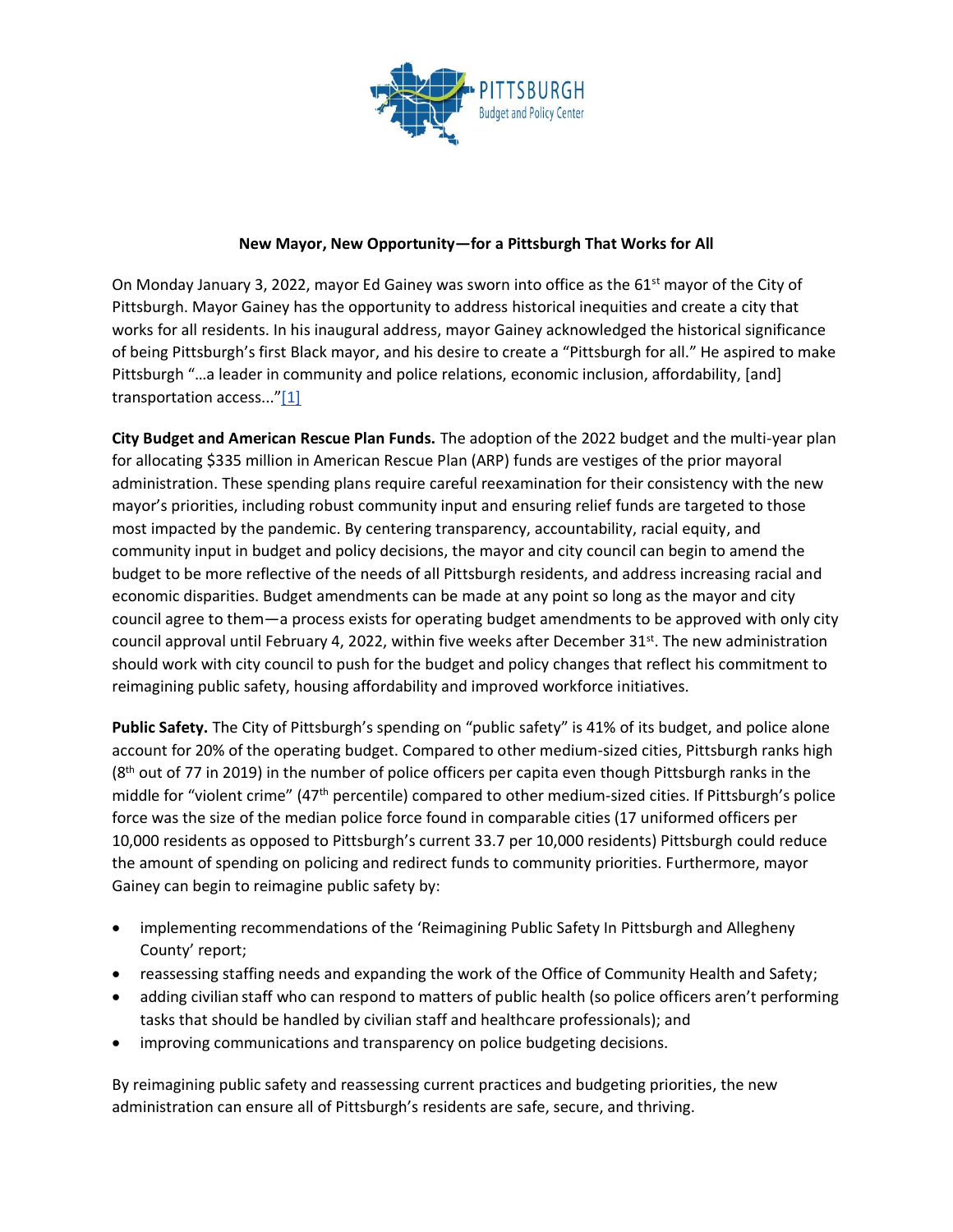**New Mayor, New Opportunity—for a Pittsburgh That Works for All**

On Monday January 3, 2022, mayor Ed Gainey was sworn into office as the 61st mayor of the City of Pittsburgh. Mayor Gainey has the opportunity to address historical inequities and create a city that works for all residents. In his inaugural address, mayor Gainey acknowledged the historical significance of being Pittsburgh's first Black mayor, and his desire to create a "Pittsburgh for all." He aspired to make Pittsburgh "…a leader in community and police relations, economic inclusion, affordability, [and] transportation access..."[1]

**City Budget and American Rescue Plan Funds.** The adoption of the 2022 budget and the multi-year plan for allocating $335 million in American Rescue Plan (ARP) funds are vestiges of the prior mayoral administration. These spending plans require careful reexamination for their consistency with the new mayor's priorities, including robust community input and ensuring relief funds are targeted to those most impacted by the pandemic. By centering transparency, accountability, racial equity, and community input in budget and policy decisions, the mayor and city council can begin to amend the budget to be more reflective of the needs of all Pittsburgh residents, and address increasing racial and economic disparities. Budget amendments can be made at any point so long as the mayor and city council agree to them—a process exists for operating budget amendments to be approved with only city council approval until February 4, 2022, within five weeks after December 31st. The new administration should work with city council to push for the budget and policy changes that reflect his commitment to reimagining public safety, housing affordability and improved workforce initiatives.

**Public Safety.** The City of Pittsburgh's spending on "public safety" is 41% of its budget, and police alone account for 20% of the operating budget. Compared to other medium-sized cities, Pittsburgh ranks high (8th out of 77 in 2019) in the number of police officers per capita even though Pittsburgh ranks in the middle for "violent crime" (47th percentile) compared to other medium-sized cities. If Pittsburgh's police force was the size of the median police force found in comparable cities (17 uniformed officers per 10,000 residents as opposed to Pittsburgh's current 33.7 per 10,000 residents) Pittsburgh could reduce the amount of spending on policing and redirect funds to community priorities. Furthermore, mayor Gainey can begin to reimagine public safety by:

- implementing recommendations of the 'Reimagining Public Safety In Pittsburgh and Allegheny County' report;
- reassessing staffing needs and expanding the work of the Office of Community Health and Safety;
- adding civilian staff who can respond to matters of public health (so police officers aren't performing tasks that should be handled by civilian staff and healthcare professionals); and
- improving communications and transparency on police budgeting decisions.

By reimagining public safety and reassessing current practices and budgeting priorities, the new administration can ensure all of Pittsburgh's residents are safe, secure, and thriving.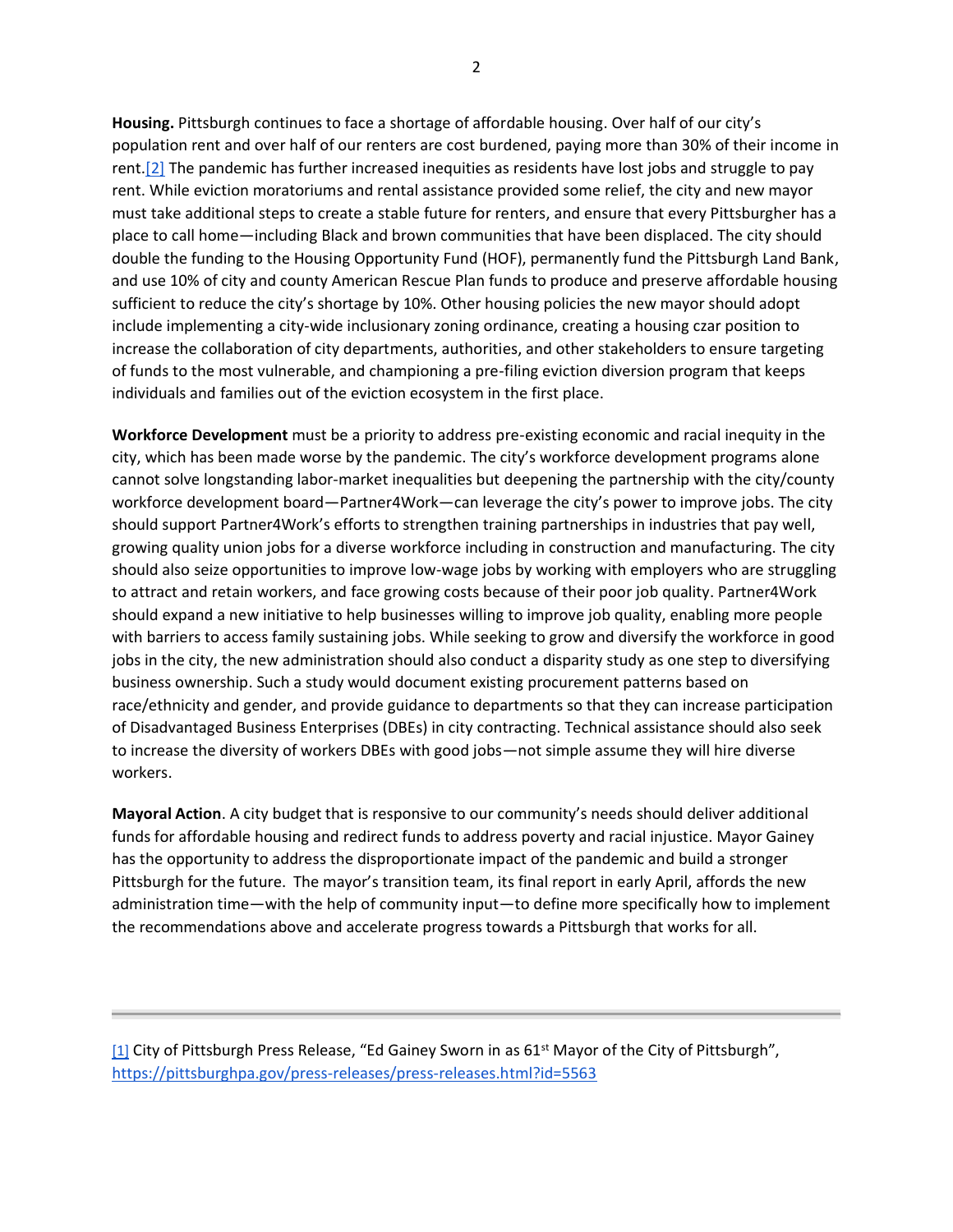**Housing.** Pittsburgh continues to face a shortage of affordable housing. Over half of our city's population rent and over half of our renters are cost burdened, paying more than 30% of their income in rent.[2] The pandemic has further increased inequities as residents have lost jobs and struggle to pay rent. While eviction moratoriums and rental assistance provided some relief, the city and new mayor must take additional steps to create a stable future for renters, and ensure that every Pittsburgher has a place to call home—including Black and brown communities that have been displaced. The city should double the funding to the Housing Opportunity Fund (HOF), permanently fund the Pittsburgh Land Bank, and use 10% of city and county American Rescue Plan funds to produce and preserve affordable housing sufficient to reduce the city's shortage by 10%. Other housing policies the new mayor should adopt include implementing a city-wide inclusionary zoning ordinance, creating a housing czar position to increase the collaboration of city departments, authorities, and other stakeholders to ensure targeting of funds to the most vulnerable, and championing a pre-filing eviction diversion program that keeps individuals and families out of the eviction ecosystem in the first place.

**Workforce Development** must be a priority to address pre-existing economic and racial inequity in the city, which has been made worse by the pandemic. The city's workforce development programs alone cannot solve longstanding labor-market inequalities but deepening the partnership with the city/county workforce development board—Partner4Work—can leverage the city's power to improve jobs. The city should support Partner4Work's efforts to strengthen training partnerships in industries that pay well, growing quality union jobs for a diverse workforce including in construction and manufacturing. The city should also seize opportunities to improve low-wage jobs by working with employers who are struggling to attract and retain workers, and face growing costs because of their poor job quality. Partner4Work should expand a new initiative to help businesses willing to improve job quality, enabling more people with barriers to access family sustaining jobs. While seeking to grow and diversify the workforce in good jobs in the city, the new administration should also conduct a disparity study as one step to diversifying business ownership. Such a study would document existing procurement patterns based on race/ethnicity and gender, and provide guidance to departments so that they can increase participation of Disadvantaged Business Enterprises (DBEs) in city contracting. Technical assistance should also seek to increase the diversity of workers DBEs with good jobs—not simple assume they will hire diverse workers.

**Mayoral Action**. A city budget that is responsive to our community's needs should deliver additional funds for affordable housing and redirect funds to address poverty and racial injustice. Mayor Gainey has the opportunity to address the disproportionate impact of the pandemic and build a stronger Pittsburgh for the future. The mayor's transition team, its final report in early April, affords the new administration time—with the help of community input—to define more specifically how to implement the recommendations above and accelerate progress towards a Pittsburgh that works for all.

---

[1] City of Pittsburgh Press Release, "Ed Gainey Sworn in as 61st Mayor of the City of Pittsburgh", https://pittsburghpa.gov/press-releases/press-releases.html?id=5563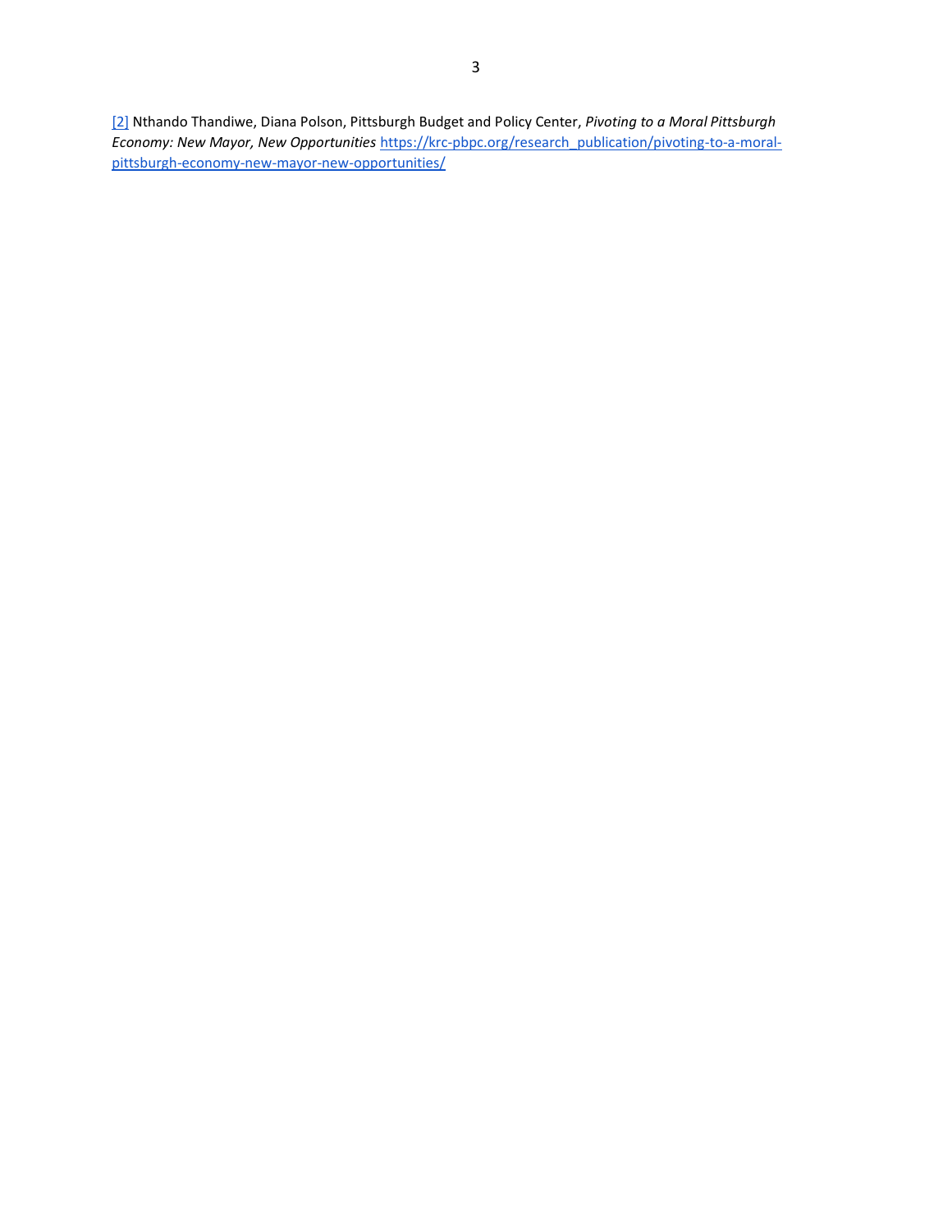[2] Nthando Thandiwe, Diana Polson, Pittsburgh Budget and Policy Center, *Pivoting to a Moral Pittsburgh Economy: New Mayor, New Opportunities* https://krc-pbpc.org/research_publication/pivoting-to-a-moral-pittsburgh-economy-new-mayor-new-opportunities/